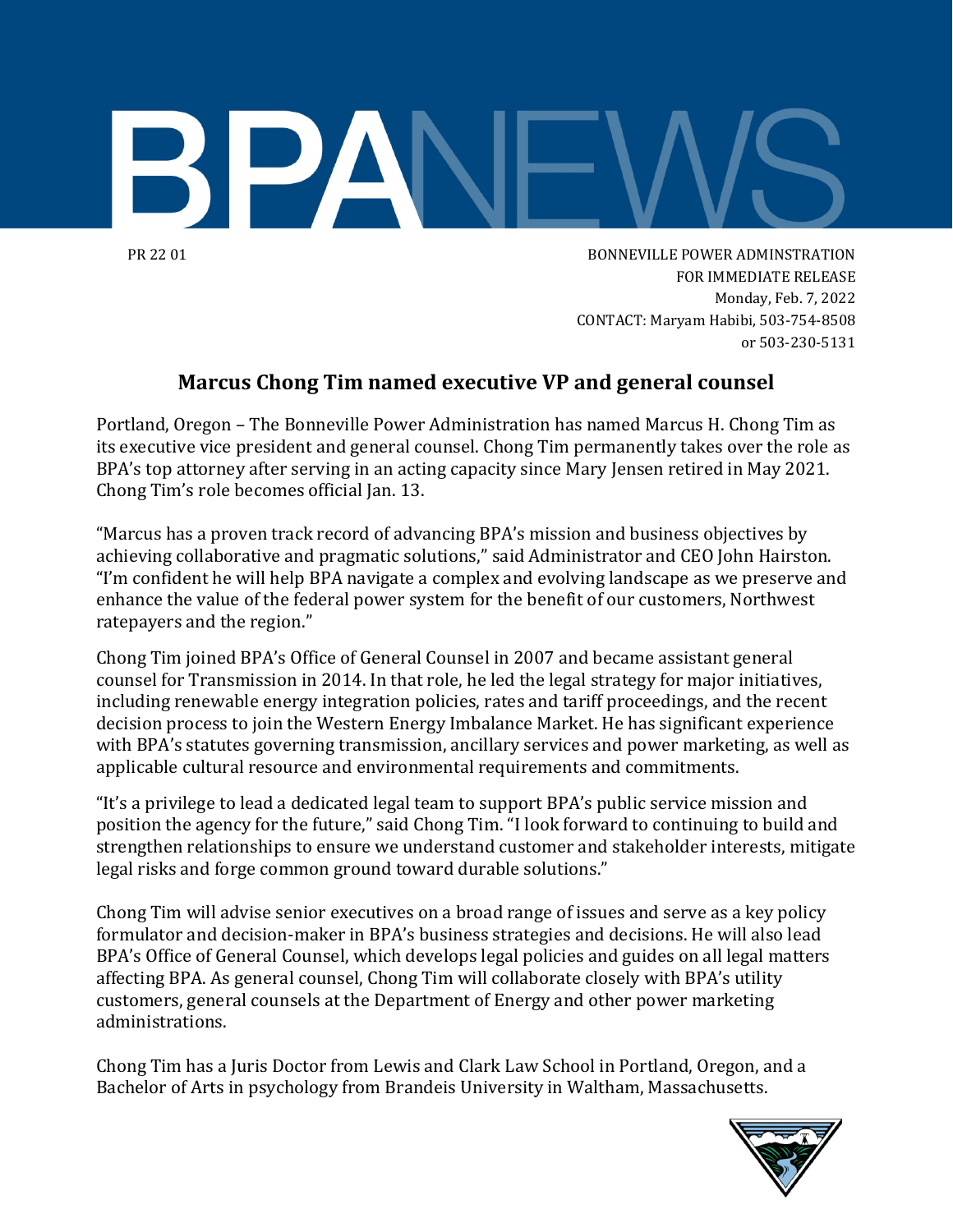# BPANEWS

PR 22 01

BONNEVILLE POWER ADMINSTRATION
FOR IMMEDIATE RELEASE
Monday, Feb. 7, 2022
CONTACT: Maryam Habibi, 503-754-8508
or 503-230-5131

## Marcus Chong Tim named executive VP and general counsel

Portland, Oregon – The Bonneville Power Administration has named Marcus H. Chong Tim as its executive vice president and general counsel. Chong Tim permanently takes over the role as BPA's top attorney after serving in an acting capacity since Mary Jensen retired in May 2021. Chong Tim's role becomes official Jan. 13.

"Marcus has a proven track record of advancing BPA's mission and business objectives by achieving collaborative and pragmatic solutions," said Administrator and CEO John Hairston. "I'm confident he will help BPA navigate a complex and evolving landscape as we preserve and enhance the value of the federal power system for the benefit of our customers, Northwest ratepayers and the region."

Chong Tim joined BPA's Office of General Counsel in 2007 and became assistant general counsel for Transmission in 2014. In that role, he led the legal strategy for major initiatives, including renewable energy integration policies, rates and tariff proceedings, and the recent decision process to join the Western Energy Imbalance Market. He has significant experience with BPA's statutes governing transmission, ancillary services and power marketing, as well as applicable cultural resource and environmental requirements and commitments.

"It's a privilege to lead a dedicated legal team to support BPA's public service mission and position the agency for the future," said Chong Tim. "I look forward to continuing to build and strengthen relationships to ensure we understand customer and stakeholder interests, mitigate legal risks and forge common ground toward durable solutions."

Chong Tim will advise senior executives on a broad range of issues and serve as a key policy formulator and decision-maker in BPA's business strategies and decisions. He will also lead BPA's Office of General Counsel, which develops legal policies and guides on all legal matters affecting BPA. As general counsel, Chong Tim will collaborate closely with BPA's utility customers, general counsels at the Department of Energy and other power marketing administrations.

Chong Tim has a Juris Doctor from Lewis and Clark Law School in Portland, Oregon, and a Bachelor of Arts in psychology from Brandeis University in Waltham, Massachusetts.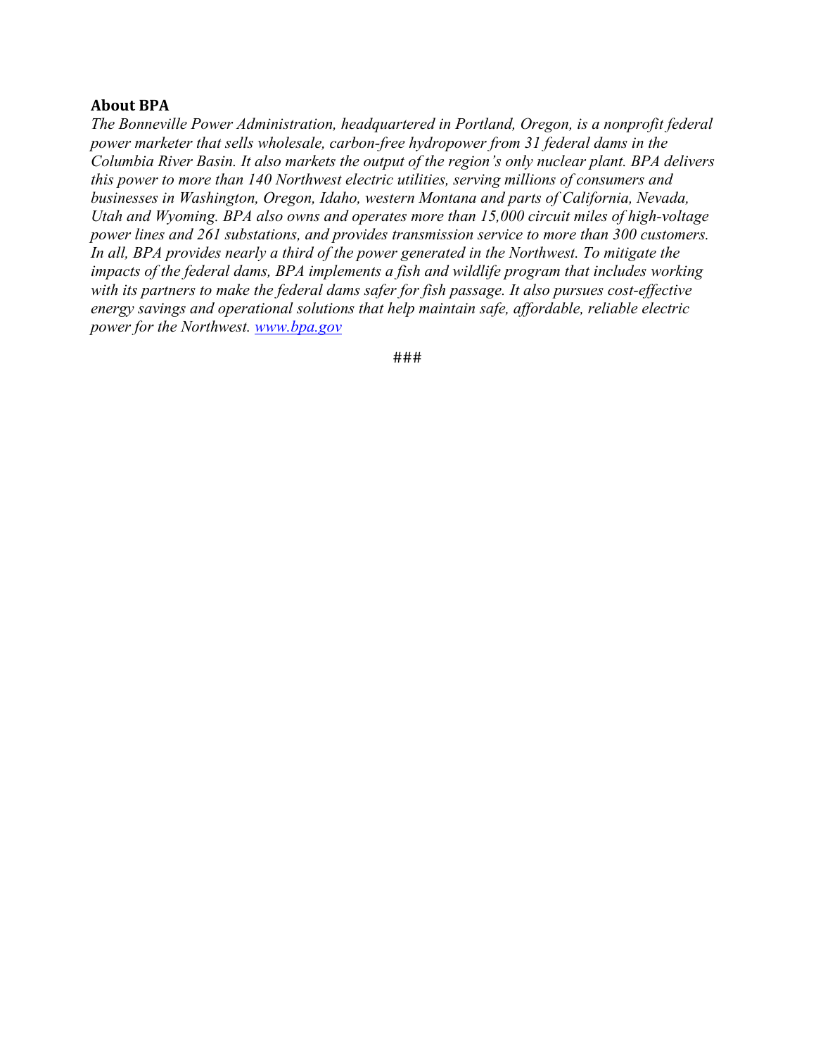**About BPA**

*The Bonneville Power Administration, headquartered in Portland, Oregon, is a nonprofit federal power marketer that sells wholesale, carbon-free hydropower from 31 federal dams in the Columbia River Basin. It also markets the output of the region's only nuclear plant. BPA delivers this power to more than 140 Northwest electric utilities, serving millions of consumers and businesses in Washington, Oregon, Idaho, western Montana and parts of California, Nevada, Utah and Wyoming. BPA also owns and operates more than 15,000 circuit miles of high-voltage power lines and 261 substations, and provides transmission service to more than 300 customers. In all, BPA provides nearly a third of the power generated in the Northwest. To mitigate the impacts of the federal dams, BPA implements a fish and wildlife program that includes working with its partners to make the federal dams safer for fish passage. It also pursues cost-effective energy savings and operational solutions that help maintain safe, affordable, reliable electric power for the Northwest. [www.bpa.gov](http://www.bpa.gov)*

###